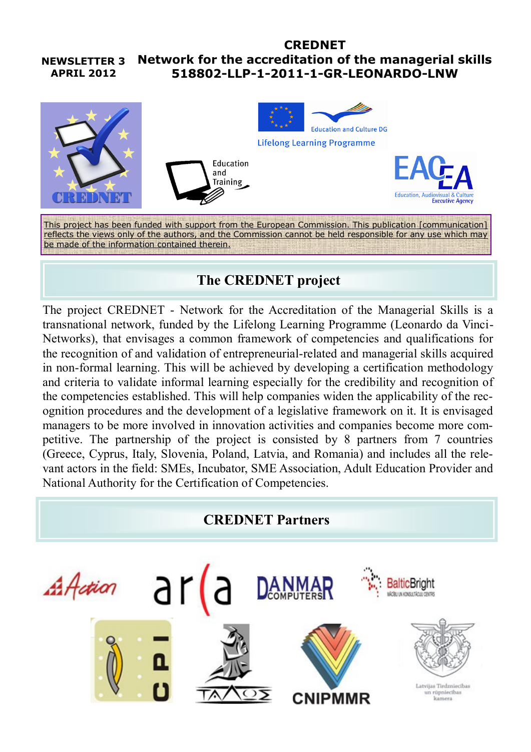NEWSLETTER 3
APRIL 2012

# CREDNET
# Network for the accreditation of the managerial skills
# 518802-LLP-1-2011-1-GR-LEONARDO-LNW

This project has been funded with support from the European Commission. This publication [communication] reflects the views only of the authors, and the Commission cannot be held responsible for any use which may be made of the information contained therein.

## The CREDNET project

The project CREDNET - Network for the Accreditation of the Managerial Skills is a transnational network, funded by the Lifelong Learning Programme (Leonardo da Vinci-Networks), that envisages a common framework of competencies and qualifications for the recognition of and validation of entrepreneurial-related and managerial skills acquired in non-formal learning. This will be achieved by developing a certification methodology and criteria to validate informal learning especially for the credibility and recognition of the competencies established. This will help companies widen the applicability of the recognition procedures and the development of a legislative framework on it. It is envisaged managers to be more involved in innovation activities and companies become more competitive. The partnership of the project is consisted by 8 partners from 7 countries (Greece, Cyprus, Italy, Slovenia, Poland, Latvia, and Romania) and includes all the relevant actors in the field: SMEs, Incubator, SME Association, Adult Education Provider and National Authority for the Certification of Competencies.

## CREDNET Partners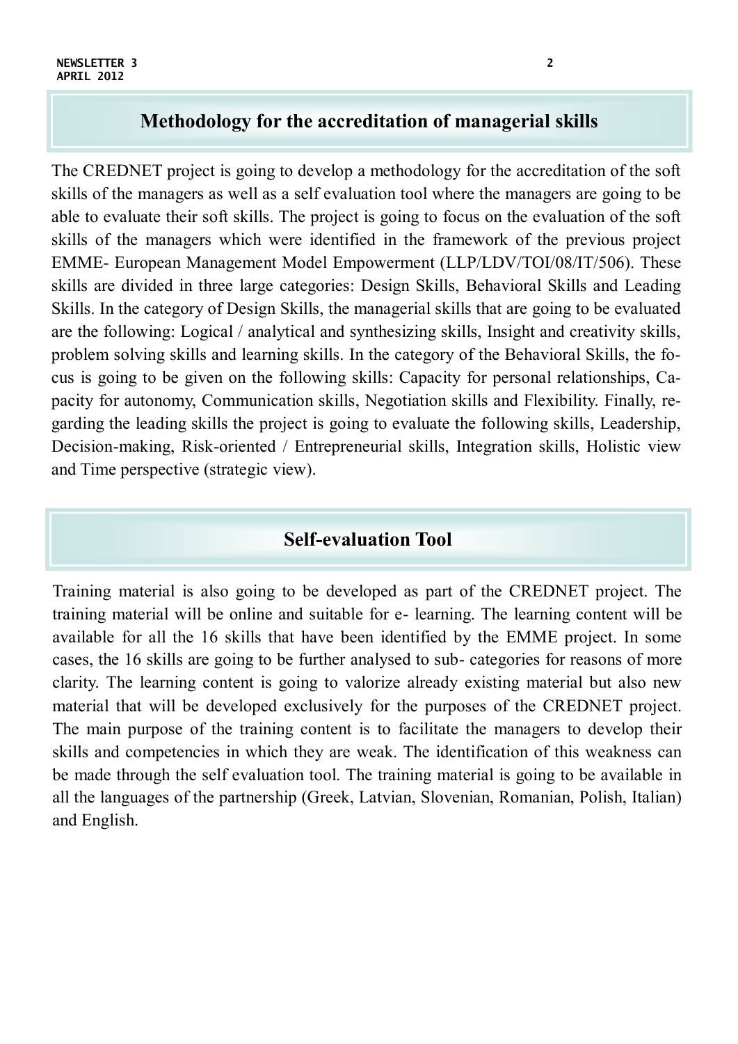## Methodology for the accreditation of managerial skills

The CREDNET project is going to develop a methodology for the accreditation of the soft skills of the managers as well as a self evaluation tool where the managers are going to be able to evaluate their soft skills. The project is going to focus on the evaluation of the soft skills of the managers which were identified in the framework of the previous project EMME- European Management Model Empowerment (LLP/LDV/TOI/08/IT/506). These skills are divided in three large categories: Design Skills, Behavioral Skills and Leading Skills. In the category of Design Skills, the managerial skills that are going to be evaluated are the following: Logical / analytical and synthesizing skills, Insight and creativity skills, problem solving skills and learning skills. In the category of the Behavioral Skills, the focus is going to be given on the following skills: Capacity for personal relationships, Capacity for autonomy, Communication skills, Negotiation skills and Flexibility. Finally, regarding the leading skills the project is going to evaluate the following skills, Leadership, Decision-making, Risk-oriented / Entrepreneurial skills, Integration skills, Holistic view and Time perspective (strategic view).

## Self-evaluation Tool

Training material is also going to be developed as part of the CREDNET project. The training material will be online and suitable for e- learning. The learning content will be available for all the 16 skills that have been identified by the EMME project. In some cases, the 16 skills are going to be further analysed to sub- categories for reasons of more clarity. The learning content is going to valorize already existing material but also new material that will be developed exclusively for the purposes of the CREDNET project. The main purpose of the training content is to facilitate the managers to develop their skills and competencies in which they are weak. The identification of this weakness can be made through the self evaluation tool. The training material is going to be available in all the languages of the partnership (Greek, Latvian, Slovenian, Romanian, Polish, Italian) and English.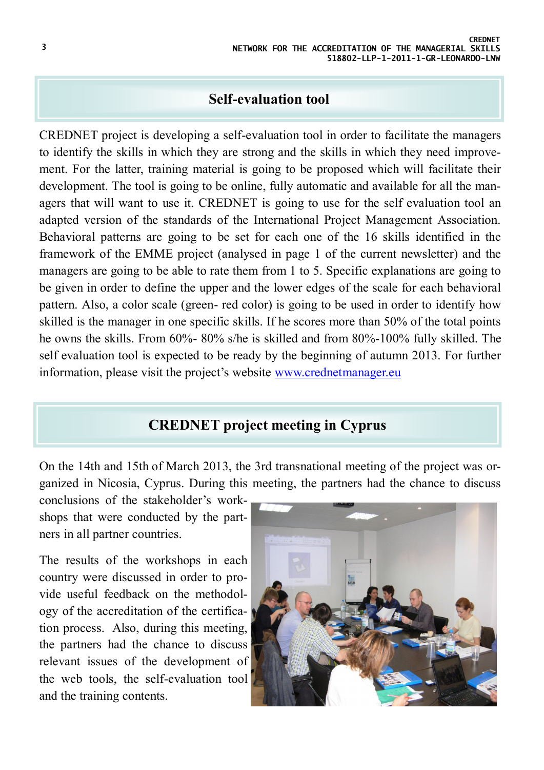## Self-evaluation tool

CREDNET project is developing a self-evaluation tool in order to facilitate the managers to identify the skills in which they are strong and the skills in which they need improvement. For the latter, training material is going to be proposed which will facilitate their development. The tool is going to be online, fully automatic and available for all the managers that will want to use it. CREDNET is going to use for the self evaluation tool an adapted version of the standards of the International Project Management Association. Behavioral patterns are going to be set for each one of the 16 skills identified in the framework of the EMME project (analysed in page 1 of the current newsletter) and the managers are going to be able to rate them from 1 to 5. Specific explanations are going to be given in order to define the upper and the lower edges of the scale for each behavioral pattern. Also, a color scale (green- red color) is going to be used in order to identify how skilled is the manager in one specific skills. If he scores more than 50% of the total points he owns the skills. From 60%- 80% s/he is skilled and from 80%-100% fully skilled. The self evaluation tool is expected to be ready by the beginning of autumn 2013. For further information, please visit the project's website [www.crednetmanager.eu](http://www.crednetmanager.eu)

## CREDNET project meeting in Cyprus

On the 14th and 15th of March 2013, the 3rd transnational meeting of the project was organized in Nicosia, Cyprus. During this meeting, the partners had the chance to discuss conclusions of the stakeholder's workshops that were conducted by the partners in all partner countries.

The results of the workshops in each country were discussed in order to provide useful feedback on the methodology of the accreditation of the certification process. Also, during this meeting, the partners had the chance to discuss relevant issues of the development of the web tools, the self-evaluation tool and the training contents.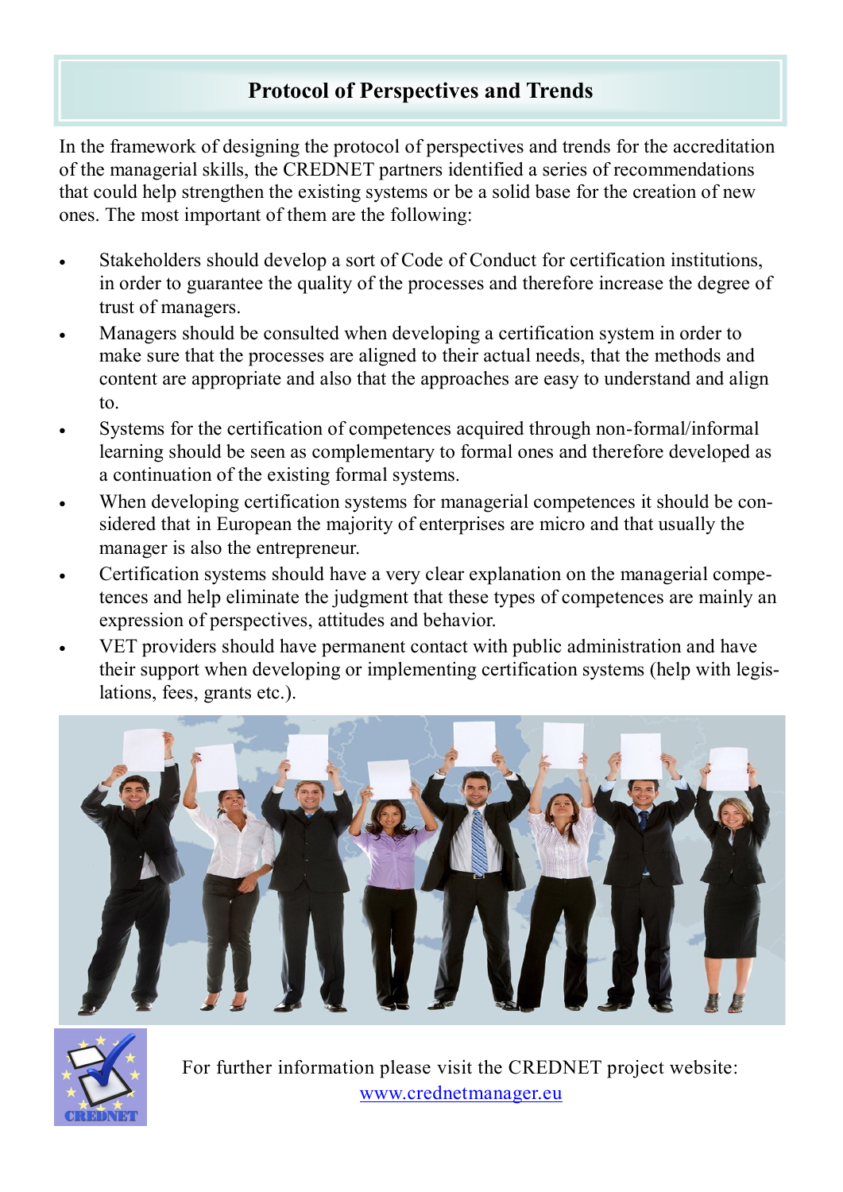## Protocol of Perspectives and Trends

In the framework of designing the protocol of perspectives and trends for the accreditation of the managerial skills, the CREDNET partners identified a series of recommendations that could help strengthen the existing systems or be a solid base for the creation of new ones. The most important of them are the following:

- Stakeholders should develop a sort of Code of Conduct for certification institutions, in order to guarantee the quality of the processes and therefore increase the degree of trust of managers.
- Managers should be consulted when developing a certification system in order to make sure that the processes are aligned to their actual needs, that the methods and content are appropriate and also that the approaches are easy to understand and align to.
- Systems for the certification of competences acquired through non-formal/informal learning should be seen as complementary to formal ones and therefore developed as a continuation of the existing formal systems.
- When developing certification systems for managerial competences it should be considered that in European the majority of enterprises are micro and that usually the manager is also the entrepreneur.
- Certification systems should have a very clear explanation on the managerial competences and help eliminate the judgment that these types of competences are mainly an expression of perspectives, attitudes and behavior.
- VET providers should have permanent contact with public administration and have their support when developing or implementing certification systems (help with legislations, fees, grants etc.).

For further information please visit the CREDNET project website: [www.crednetmanager.eu](http://www.crednetmanager.eu)